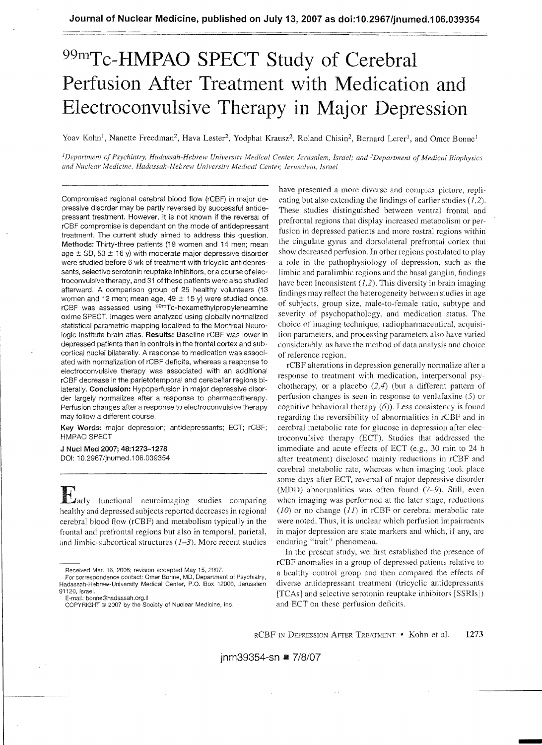# $^{99m}$Tc-HMPAO SPECT Study of Cerebral Perfusion After Treatment with Medication and Electroconvulsive Therapy in Major Depression

Yoav Kohn[1], Nanette Freedman[2], Hava Lester[2], Yodphat Krausz[2], Roland Chisin[2], Bernard Lerer[1], and Omer Bonne[1]

[1]*Department of Psychiatry, Hadassah-Hebrew University Medical Center, Jerusalem, Israel; and* [2]*Department of Medical Biophysics and Nuclear Medicine, Hadassah-Hebrew University Medical Center, Jerusalem, Israel*

Compromised regional cerebral blood flow (rCBF) in major depressive disorder may be partly reversed by successful antidepressant treatment. However, it is not known if the reversal of rCBF compromise is dependant on the mode of antidepressant treatment. The current study aimed to address this question. **Methods:** Thirty-three patients (19 women and 14 men; mean age ± SD, 53 ± 16 y) with moderate major depressive disorder were studied before 6 wk of treatment with tricyclic antidepressants, selective serotonin reuptake inhibitors, or a course of electroconvulsive therapy, and 31 of these patients were also studied afterward. A comparison group of 25 healthy volunteers (13 women and 12 men; mean age, 49 ± 15 y) were studied once. rCBF was assessed using $^{99m}$Tc-hexamethylpropyleneamine oxime SPECT. Images were analyzed using globally normalized statistical parametric mapping localized to the Montreal Neurologic Institute brain atlas. **Results:** Baseline rCBF was lower in depressed patients than in controls in the frontal cortex and subcortical nuclei bilaterally. A response to medication was associated with normalization of rCBF deficits, whereas a response to electroconvulsive therapy was associated with an additional rCBF decrease in the parietotemporal and cerebellar regions bilaterally. **Conclusion:** Hypoperfusion in major depressive disorder largely normalizes after a response to pharmacotherapy. Perfusion changes after a response to electroconvulsive therapy may follow a different course.

**Key Words:** major depression; antidepressants; ECT; rCBF; HMPAO SPECT

**J Nucl Med 2007; 48:1273–1278**
DOI: 10.2967/jnumed.106.039354

Early functional neuroimaging studies comparing healthy and depressed subjects reported decreases in regional cerebral blood flow (rCBF) and metabolism typically in the frontal and prefrontal regions but also in temporal, parietal, and limbic-subcortical structures (*1–3*). More recent studies have presented a more diverse and complex picture, replicating but also extending the findings of earlier studies (*1,2*). These studies distinguished between ventral frontal and prefrontal regions that display increased metabolism or perfusion in depressed patients and more rostral regions within the cingulate gyrus and dorsolateral prefrontal cortex that show decreased perfusion. In other regions postulated to play a role in the pathophysiology of depression, such as the limbic and paralimbic regions and the basal ganglia, findings have been inconsistent (*1,2*). This diversity in brain imaging findings may reflect the heterogeneity between studies in age of subjects, group size, male-to-female ratio, subtype and severity of psychopathology, and medication status. The choice of imaging technique, radiopharmaceutical, acquisition parameters, and processing parameters also have varied considerably, as have the method of data analysis and choice of reference region.

rCBF alterations in depression generally normalize after a response to treatment with medication, interpersonal psychotherapy, or a placebo (*2,4*) (but a different pattern of perfusion changes is seen in response to venlafaxine (*5*) or cognitive behavioral therapy (*6*)). Less consistency is found regarding the reversibility of abnormalities in rCBF and in cerebral metabolic rate for glucose in depression after electroconvulsive therapy (ECT). Studies that addressed the immediate and acute effects of ECT (e.g., 30 min to 24 h after treatment) disclosed mainly reductions in rCBF and cerebral metabolic rate, whereas when imaging took place some days after ECT, reversal of major depressive disorder (MDD) abnormalities was often found (*7–9*). Still, even when imaging was performed at the later stage, reductions (*10*) or no change (*11*) in rCBF or cerebral metabolic rate were noted. Thus, it is unclear which perfusion impairments in major depression are state markers and which, if any, are enduring "trait" phenomena.

In the present study, we first established the presence of rCBF anomalies in a group of depressed patients relative to a healthy control group and then compared the effects of diverse antidepressant treatment (tricyclic antidepressants [TCAs] and selective serotonin reuptake inhibitors [SSRIs]) and ECT on these perfusion deficits.

Received Mar. 16, 2006; revision accepted May 15, 2007.
For correspondence contact: Omer Bonne, MD, Department of Psychiatry, Hadassah-Hebrew-University Medical Center, P.O. Box 12000, Jerusalem 91120, Israel.
E-mail: bonne@hadassah.org.il
COPYRIGHT © 2007 by the Society of Nuclear Medicine, Inc.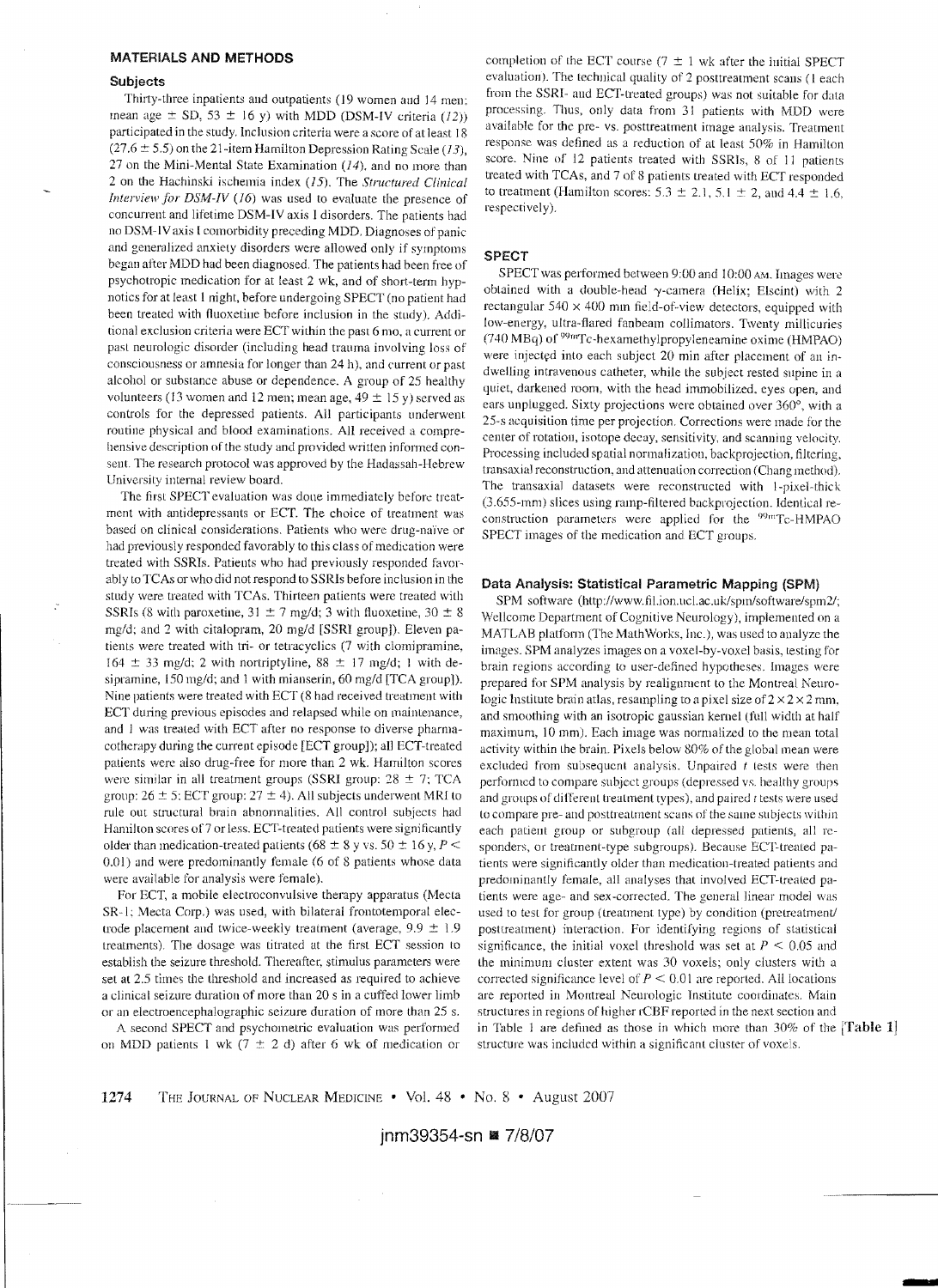## MATERIALS AND METHODS

### Subjects

Thirty-three inpatients and outpatients (19 women and 14 men; mean age ± SD, 53 ± 16 y) with MDD (DSM-IV criteria (12)) participated in the study. Inclusion criteria were a score of at least 18 (27.6 ± 5.5) on the 21-item Hamilton Depression Rating Scale (13), 27 on the Mini-Mental State Examination (14), and no more than 2 on the Hachinski ischemia index (15). The *Structured Clinical Interview for DSM-IV* (16) was used to evaluate the presence of concurrent and lifetime DSM-IV axis I disorders. The patients had no DSM-IV axis I comorbidity preceding MDD. Diagnoses of panic and generalized anxiety disorders were allowed only if symptoms began after MDD had been diagnosed. The patients had been free of psychotropic medication for at least 2 wk, and of short-term hypnotics for at least 1 night, before undergoing SPECT (no patient had been treated with fluoxetine before inclusion in the study). Additional exclusion criteria were ECT within the past 6 mo, a current or past neurologic disorder (including head trauma involving loss of consciousness or amnesia for longer than 24 h), and current or past alcohol or substance abuse or dependence. A group of 25 healthy volunteers (13 women and 12 men; mean age, 49 ± 15 y) served as controls for the depressed patients. All participants underwent routine physical and blood examinations. All received a comprehensive description of the study and provided written informed consent. The research protocol was approved by the Hadassah-Hebrew University internal review board.

The first SPECT evaluation was done immediately before treatment with antidepressants or ECT. The choice of treatment was based on clinical considerations. Patients who were drug-naïve or had previously responded favorably to this class of medication were treated with SSRIs. Patients who had previously responded favorably to TCAs or who did not respond to SSRIs before inclusion in the study were treated with TCAs. Thirteen patients were treated with SSRIs (8 with paroxetine, 31 ± 7 mg/d; 3 with fluoxetine, 30 ± 8 mg/d; and 2 with citalopram, 20 mg/d [SSRI group]). Eleven patients were treated with tri- or tetracyclics (7 with clomipramine, 164 ± 33 mg/d; 2 with nortriptyline, 88 ± 17 mg/d; 1 with desipramine, 150 mg/d; and 1 with mianserin, 60 mg/d [TCA group]). Nine patients were treated with ECT (8 had received treatment with ECT during previous episodes and relapsed while on maintenance, and 1 was treated with ECT after no response to diverse pharmacotherapy during the current episode [ECT group]); all ECT-treated patients were also drug-free for more than 2 wk. Hamilton scores were similar in all treatment groups (SSRI group: 28 ± 7; TCA group: 26 ± 5; ECT group: 27 ± 4). All subjects underwent MRI to rule out structural brain abnormalities. All control subjects had Hamilton scores of 7 or less. ECT-treated patients were significantly older than medication-treated patients (68 ± 8 y vs. 50 ± 16 y, $P < 0.01$) and were predominantly female (6 of 8 patients whose data were available for analysis were female).

For ECT, a mobile electroconvulsive therapy apparatus (Mecta SR-1; Mecta Corp.) was used, with bilateral frontotemporal electrode placement and twice-weekly treatment (average, 9.9 ± 1.9 treatments). The dosage was titrated at the first ECT session to establish the seizure threshold. Thereafter, stimulus parameters were set at 2.5 times the threshold and increased as required to achieve a clinical seizure duration of more than 20 s in a cuffed lower limb or an electroencephalographic seizure duration of more than 25 s.

A second SPECT and psychometric evaluation was performed on MDD patients 1 wk (7 ± 2 d) after 6 wk of medication or completion of the ECT course (7 ± 1 wk after the initial SPECT evaluation). The technical quality of 2 posttreatment scans (1 each from the SSRI- and ECT-treated groups) was not suitable for data processing. Thus, only data from 31 patients with MDD were available for the pre- vs. posttreatment image analysis. Treatment response was defined as a reduction of at least 50% in Hamilton score. Nine of 12 patients treated with SSRIs, 8 of 11 patients treated with TCAs, and 7 of 8 patients treated with ECT responded to treatment (Hamilton scores: 5.3 ± 2.1, 5.1 ± 2, and 4.4 ± 1.6, respectively).

### SPECT

SPECT was performed between 9:00 and 10:00 AM. Images were obtained with a double-head γ-camera (Helix; Elscint) with 2 rectangular 540 × 400 mm field-of-view detectors, equipped with low-energy, ultra-flared fanbeam collimators. Twenty millicuries (740 MBq) of $^{99m}$Tc-hexamethylpropyleneamine oxime (HMPAO) were injected into each subject 20 min after placement of an indwelling intravenous catheter, while the subject rested supine in a quiet, darkened room, with the head immobilized, eyes open, and ears unplugged. Sixty projections were obtained over 360°, with a 25-s acquisition time per projection. Corrections were made for the center of rotation, isotope decay, sensitivity, and scanning velocity. Processing included spatial normalization, backprojection, filtering, transaxial reconstruction, and attenuation correction (Chang method). The transaxial datasets were reconstructed with 1-pixel-thick (3.655-mm) slices using ramp-filtered backprojection. Identical reconstruction parameters were applied for the $^{99m}$Tc-HMPAO SPECT images of the medication and ECT groups.

### Data Analysis: Statistical Parametric Mapping (SPM)

SPM software (http://www.fil.ion.ucl.ac.uk/spm/software/spm2/; Wellcome Department of Cognitive Neurology), implemented on a MATLAB platform (The MathWorks, Inc.), was used to analyze the images. SPM analyzes images on a voxel-by-voxel basis, testing for brain regions according to user-defined hypotheses. Images were prepared for SPM analysis by realignment to the Montreal Neurologic Institute brain atlas, resampling to a pixel size of 2 × 2 × 2 mm, and smoothing with an isotropic gaussian kernel (full width at half maximum, 10 mm). Each image was normalized to the mean total activity within the brain. Pixels below 80% of the global mean were excluded from subsequent analysis. Unpaired *t* tests were then performed to compare subject groups (depressed vs. healthy groups and groups of different treatment types), and paired *t* tests were used to compare pre- and posttreatment scans of the same subjects within each patient group or subgroup (all depressed patients, all responders, or treatment-type subgroups). Because ECT-treated patients were significantly older than medication-treated patients and predominantly female, all analyses that involved ECT-treated patients were age- and sex-corrected. The general linear model was used to test for group (treatment type) by condition (pretreatment/posttreatment) interaction. For identifying regions of statistical significance, the initial voxel threshold was set at $P < 0.05$ and the minimum cluster extent was 30 voxels; only clusters with a corrected significance level of $P < 0.01$ are reported. All locations are reported in Montreal Neurologic Institute coordinates. Main structures in regions of higher rCBF reported in the next section and in Table 1 are defined as those in which more than 30% of the structure was included within a significant cluster of voxels.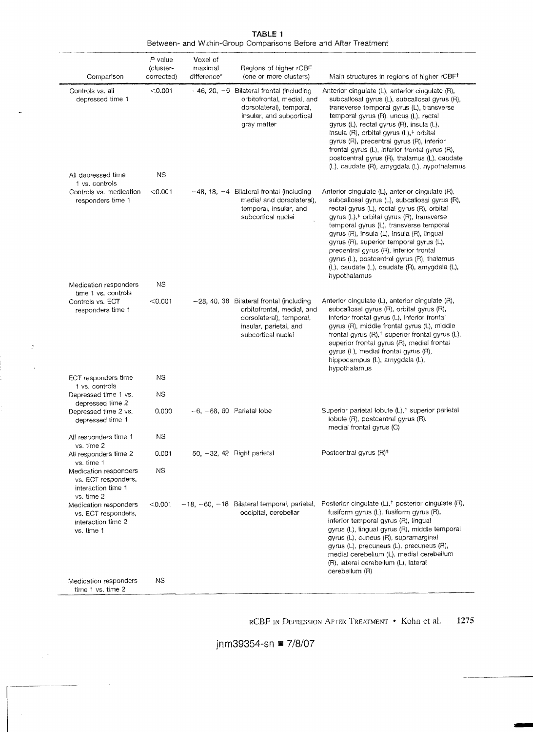**TABLE 1**
Between- and Within-Group Comparisons Before and After Treatment

| Comparison | P value (cluster-corrected) | Voxel of maximal difference* | Regions of higher rCBF (one or more clusters) | Main structures in regions of higher rCBF[†] |
|---|---|---|---|---|
| Controls vs. all depressed time 1 | <0.001 | −46, 20, −6 | Bilateral frontal (including orbitofrontal, medial, and dorsolateral), temporal, insular, and subcortical gray matter | Anterior cingulate (L), anterior cingulate (R), subcallosal gyrus (L), subcallosal gyrus (R), transverse temporal gyrus (L), transverse temporal gyrus (R), uncus (L), rectal gyrus (L), rectal gyrus (R), insula (L), insula (R), orbital gyrus (L),[‡] orbital gyrus (R), precentral gyrus (R), inferior frontal gyrus (L), inferior frontal gyrus (R), postcentral gyrus (R), thalamus (L), caudate (L), caudate (R), amygdala (L), hypothalamus |
| All depressed time 1 vs. controls | NS | | | |
| Controls vs. medication responders time 1 | <0.001 | −48, 18, −4 | Bilateral frontal (including medial and dorsolateral), temporal, insular, and subcortical nuclei | Anterior cingulate (L), anterior cingulate (R), subcallosal gyrus (L), subcallosal gyrus (R), rectal gyrus (L), rectal gyrus (R), orbital gyrus (L),[‡] orbital gyrus (R), transverse temporal gyrus (L), transverse temporal gyrus (R), insula (L), insula (R), lingual gyrus (R), superior temporal gyrus (L), precentral gyrus (R), inferior frontal gyrus (L), postcentral gyrus (R), thalamus (L), caudate (L), caudate (R), amygdala (L), hypothalamus |
| Medication responders time 1 vs. controls | NS | | | |
| Controls vs. ECT responders time 1 | <0.001 | −28, 40, 38 | Bilateral frontal (including orbitofrontal, medial, and dorsolateral), temporal, insular, parietal, and subcortical nuclei | Anterior cingulate (L), anterior cingulate (R), subcallosal gyrus (R), orbital gyrus (R), inferior frontal gyrus (L), inferior frontal gyrus (R), middle frontal gyrus (L), middle frontal gyrus (R),[‡] superior frontal gyrus (L), superior frontal gyrus (R), medial frontal gyrus (L), medial frontal gyrus (R), hippocampus (L), amygdala (L), hypothalamus |
| ECT responders time 1 vs. controls | NS | | | |
| Depressed time 1 vs. depressed time 2 | NS | | | |
| Depressed time 2 vs. depressed time 1 | 0.000 | −6, −68, 60 | Parietal lobe | Superior parietal lobule (L),[‡] superior parietal lobule (R), postcentral gyrus (R), medial frontal gyrus (C) |
| All responders time 1 vs. time 2 | NS | | | |
| All responders time 2 vs. time 1 | 0.001 | 50, −32, 42 | Right parietal | Postcentral gyrus (R)[‡] |
| Medication responders vs. ECT responders, interaction time 1 vs. time 2 | NS | | | |
| Medication responders vs. ECT responders, interaction time 2 vs. time 1 | <0.001 | −18, −60, −18 | Bilateral temporal, parietal, occipital, cerebellar | Posterior cingulate (L),[‡] posterior cingulate (R), fusiform gyrus (L), fusiform gyrus (R), inferior temporal gyrus (R), lingual gyrus (L), lingual gyrus (R), middle temporal gyrus (L), cuneus (R), supramarginal gyrus (L), precuneus (L), precuneus (R), medial cerebellum (L), medial cerebellum (R), lateral cerebellum (L), lateral cerebellum (R) |
| Medication responders time 1 vs. time 2 | NS | | | |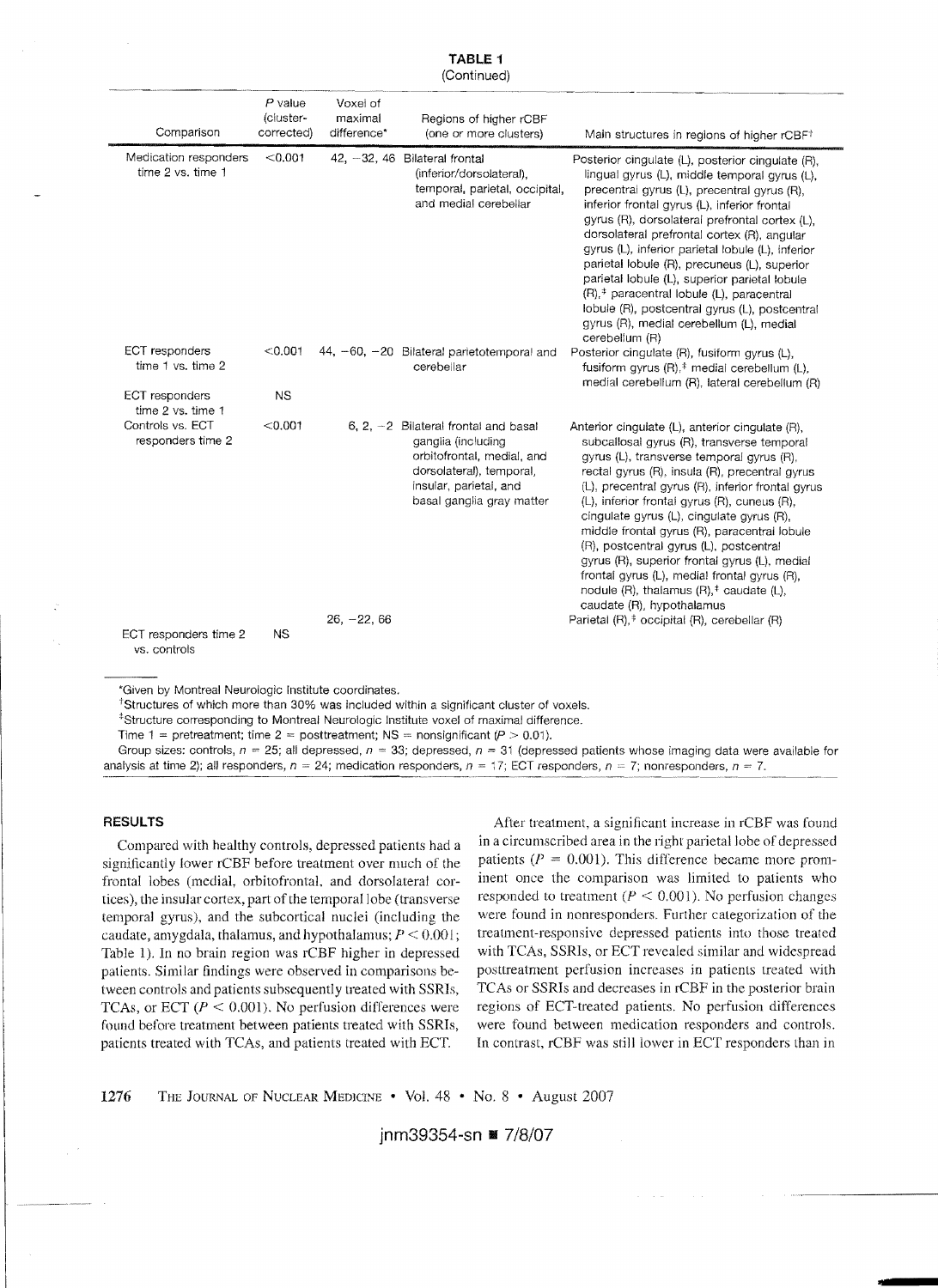**TABLE 1**
(Continued)

| Comparison | P value (cluster-corrected) | Voxel of maximal difference* | Regions of higher rCBF (one or more clusters) | Main structures in regions of higher rCBF[†] |
|---|---|---|---|---|
| Medication responders time 2 vs. time 1 | <0.001 | 42, −32, 46 | Bilateral frontal (inferior/dorsolateral), temporal, parietal, occipital, and medial cerebellar | Posterior cingulate (L), posterior cingulate (R), lingual gyrus (L), middle temporal gyrus (L), precentral gyrus (L), precentral gyrus (R), inferior frontal gyrus (L), inferior frontal gyrus (R), dorsolateral prefrontal cortex (L), dorsolateral prefrontal cortex (R), angular gyrus (L), inferior parietal lobule (L), inferior parietal lobule (R), precuneus (L), superior parietal lobule (L), superior parietal lobule (R),[‡] paracentral lobule (L), paracentral lobule (R), postcentral gyrus (L), postcentral gyrus (R), medial cerebellum (L), medial cerebellum (R) |
| ECT responders time 1 vs. time 2 | <0.001 | 44, −60, −20 | Bilateral parietotemporal and cerebellar | Posterior cingulate (R), fusiform gyrus (L), fusiform gyrus (R),[‡] medial cerebellum (L), medial cerebellum (R), lateral cerebellum (R) |
| ECT responders time 2 vs. time 1 | NS | | | |
| Controls vs. ECT responders time 2 | <0.001 | 6, 2, −2 | Bilateral frontal and basal ganglia (including orbitofrontal, medial, and dorsolateral), temporal, insular, parietal, and basal ganglia gray matter | Anterior cingulate (L), anterior cingulate (R), subcallosal gyrus (R), transverse temporal gyrus (L), transverse temporal gyrus (R), rectal gyrus (R), insula (R), precentral gyrus (L), precentral gyrus (R), inferior frontal gyrus (L), inferior frontal gyrus (R), cuneus (R), cingulate gyrus (L), cingulate gyrus (R), middle frontal gyrus (R), paracentral lobule (R), postcentral gyrus (L), postcentral gyrus (R), superior frontal gyrus (L), medial frontal gyrus (L), medial frontal gyrus (R), nodule (R), thalamus (R),[‡] caudate (L), caudate (R), hypothalamus |
| | | 26, −22, 66 | | Parietal (R),[‡] occipital (R), cerebellar (R) |
| ECT responders time 2 vs. controls | NS | | | |

*Given by Montreal Neurologic Institute coordinates.

[†]Structures of which more than 30% was included within a significant cluster of voxels.

[‡]Structure corresponding to Montreal Neurologic Institute voxel of maximal difference.

Time 1 = pretreatment; time 2 = posttreatment; NS = nonsignificant ($P > 0.01$).

Group sizes: controls, $n = 25$; all depressed, $n = 33$; depressed, $n = 31$ (depressed patients whose imaging data were available for analysis at time 2); all responders, $n = 24$; medication responders, $n = 17$; ECT responders, $n = 7$; nonresponders, $n = 7$.

## RESULTS

Compared with healthy controls, depressed patients had a significantly lower rCBF before treatment over much of the frontal lobes (medial, orbitofrontal, and dorsolateral cortices), the insular cortex, part of the temporal lobe (transverse temporal gyrus), and the subcortical nuclei (including the caudate, amygdala, thalamus, and hypothalamus; $P < 0.001$; Table 1). In no brain region was rCBF higher in depressed patients. Similar findings were observed in comparisons between controls and patients subsequently treated with SSRIs, TCAs, or ECT ($P < 0.001$). No perfusion differences were found before treatment between patients treated with SSRIs, patients treated with TCAs, and patients treated with ECT.

After treatment, a significant increase in rCBF was found in a circumscribed area in the right parietal lobe of depressed patients ($P = 0.001$). This difference became more prominent once the comparison was limited to patients who responded to treatment ($P < 0.001$). No perfusion changes were found in nonresponders. Further categorization of the treatment-responsive depressed patients into those treated with TCAs, SSRIs, or ECT revealed similar and widespread posttreatment perfusion increases in patients treated with TCAs or SSRIs and decreases in rCBF in the posterior brain regions of ECT-treated patients. No perfusion differences were found between medication responders and controls. In contrast, rCBF was still lower in ECT responders than in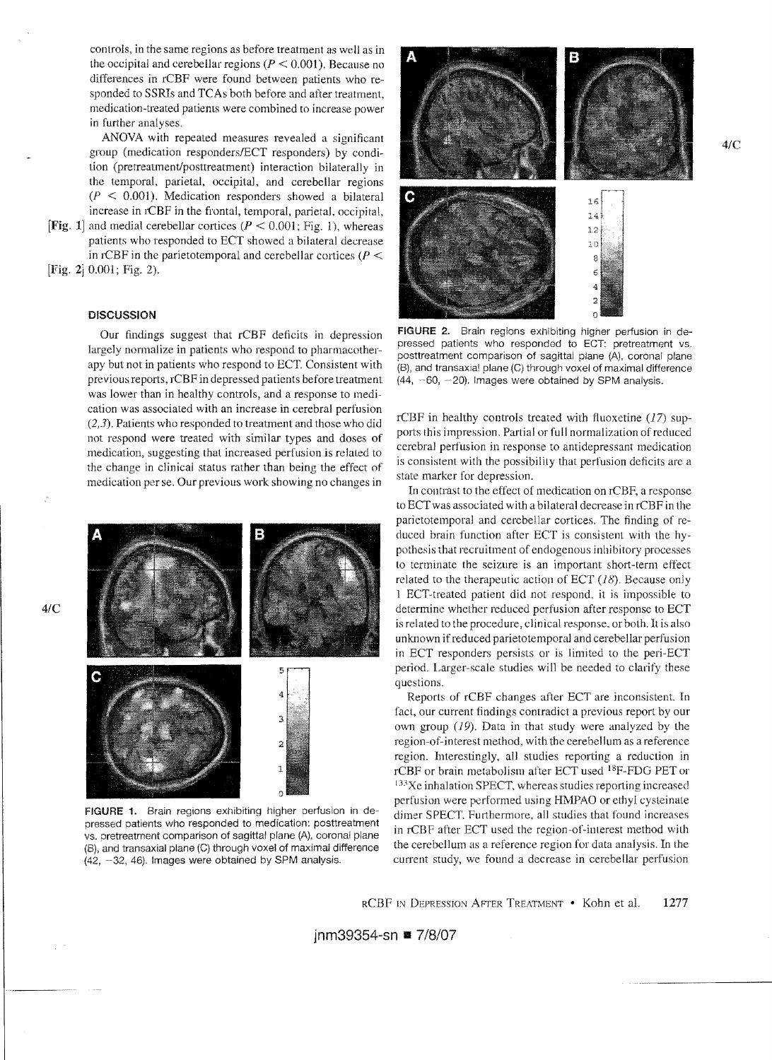controls, in the same regions as before treatment as well as in the occipital and cerebellar regions ($P < 0.001$). Because no differences in rCBF were found between patients who responded to SSRIs and TCAs both before and after treatment, medication-treated patients were combined to increase power in further analyses.

ANOVA with repeated measures revealed a significant group (medication responders/ECT responders) by condition (pretreatment/posttreatment) interaction bilaterally in the temporal, parietal, occipital, and cerebellar regions ($P < 0.001$). Medication responders showed a bilateral increase in rCBF in the frontal, temporal, parietal, occipital, and medial cerebellar cortices ($P < 0.001$; Fig. 1), whereas patients who responded to ECT showed a bilateral decrease in rCBF in the parietotemporal and cerebellar cortices ($P < 0.001$; Fig. 2).

## DISCUSSION

Our findings suggest that rCBF deficits in depression largely normalize in patients who respond to pharmacotherapy but not in patients who respond to ECT. Consistent with previous reports, rCBF in depressed patients before treatment was lower than in healthy controls, and a response to medication was associated with an increase in cerebral perfusion (2,3). Patients who responded to treatment and those who did not respond were treated with similar types and doses of medication, suggesting that increased perfusion is related to the change in clinical status rather than being the effect of medication per se. Our previous work showing no changes in rCBF in healthy controls treated with fluoxetine (17) supports this impression. Partial or full normalization of reduced cerebral perfusion in response to antidepressant medication is consistent with the possibility that perfusion deficits are a state marker for depression.

**FIGURE 1.** Brain regions exhibiting higher perfusion in depressed patients who responded to medication: posttreatment vs. pretreatment comparison of sagittal plane (A), coronal plane (B), and transaxial plane (C) through voxel of maximal difference (42, −32, 46). Images were obtained by SPM analysis.

**FIGURE 2.** Brain regions exhibiting higher perfusion in depressed patients who responded to ECT: pretreatment vs. posttreatment comparison of sagittal plane (A), coronal plane (B), and transaxial plane (C) through voxel of maximal difference (44, −60, −20). Images were obtained by SPM analysis.

In contrast to the effect of medication on rCBF, a response to ECT was associated with a bilateral decrease in rCBF in the parietotemporal and cerebellar cortices. The finding of reduced brain function after ECT is consistent with the hypothesis that recruitment of endogenous inhibitory processes to terminate the seizure is an important short-term effect related to the therapeutic action of ECT (18). Because only 1 ECT-treated patient did not respond, it is impossible to determine whether reduced perfusion after response to ECT is related to the procedure, clinical response, or both. It is also unknown if reduced parietotemporal and cerebellar perfusion in ECT responders persists or is limited to the peri-ECT period. Larger-scale studies will be needed to clarify these questions.

Reports of rCBF changes after ECT are inconsistent. In fact, our current findings contradict a previous report by our own group (19). Data in that study were analyzed by the region-of-interest method, with the cerebellum as a reference region. Interestingly, all studies reporting a reduction in rCBF or brain metabolism after ECT used $^{18}$F-FDG PET or $^{133}$Xe inhalation SPECT, whereas studies reporting increased perfusion were performed using HMPAO or ethyl cysteinate dimer SPECT. Furthermore, all studies that found increases in rCBF after ECT used the region-of-interest method with the cerebellum as a reference region for data analysis. In the current study, we found a decrease in cerebellar perfusion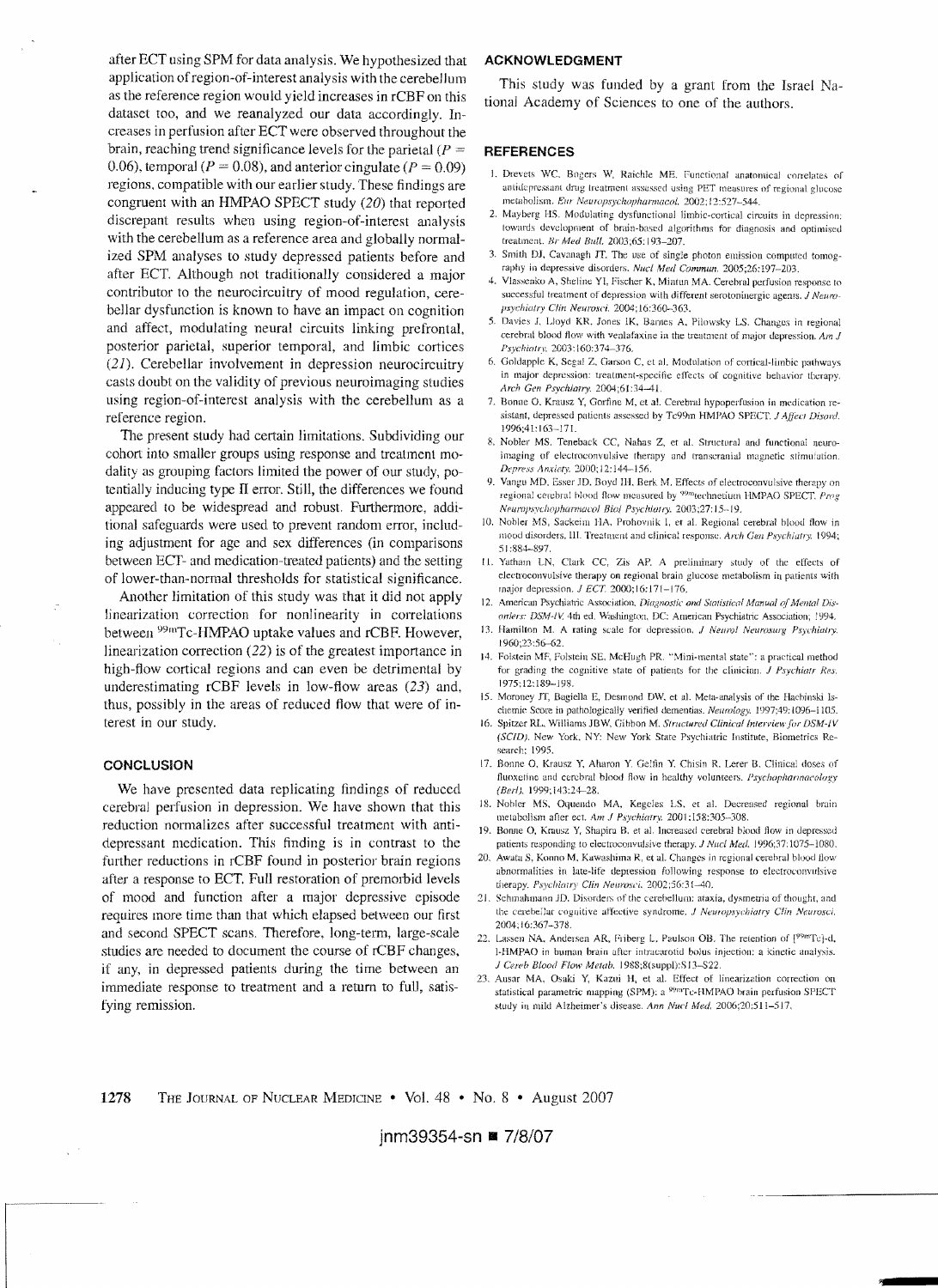after ECT using SPM for data analysis. We hypothesized that application of region-of-interest analysis with the cerebellum as the reference region would yield increases in rCBF on this dataset too, and we reanalyzed our data accordingly. Increases in perfusion after ECT were observed throughout the brain, reaching trend significance levels for the parietal ($P$ = 0.06), temporal ($P$ = 0.08), and anterior cingulate ($P$ = 0.09) regions, compatible with our earlier study. These findings are congruent with an HMPAO SPECT study (*20*) that reported discrepant results when using region-of-interest analysis with the cerebellum as a reference area and globally normalized SPM analyses to study depressed patients before and after ECT. Although not traditionally considered a major contributor to the neurocircuitry of mood regulation, cerebellar dysfunction is known to have an impact on cognition and affect, modulating neural circuits linking prefrontal, posterior parietal, superior temporal, and limbic cortices (*21*). Cerebellar involvement in depression neurocircuitry casts doubt on the validity of previous neuroimaging studies using region-of-interest analysis with the cerebellum as a reference region.

The present study had certain limitations. Subdividing our cohort into smaller groups using response and treatment modality as grouping factors limited the power of our study, potentially inducing type II error. Still, the differences we found appeared to be widespread and robust. Furthermore, additional safeguards were used to prevent random error, including adjustment for age and sex differences (in comparisons between ECT- and medication-treated patients) and the setting of lower-than-normal thresholds for statistical significance.

Another limitation of this study was that it did not apply linearization correction for nonlinearity in correlations between $^{99m}$Tc-HMPAO uptake values and rCBF. However, linearization correction (*22*) is of the greatest importance in high-flow cortical regions and can even be detrimental by underestimating rCBF levels in low-flow areas (*23*) and, thus, possibly in the areas of reduced flow that were of interest in our study.

## CONCLUSION

We have presented data replicating findings of reduced cerebral perfusion in depression. We have shown that this reduction normalizes after successful treatment with antidepressant medication. This finding is in contrast to the further reductions in rCBF found in posterior brain regions after a response to ECT. Full restoration of premorbid levels of mood and function after a major depressive episode requires more time than that which elapsed between our first and second SPECT scans. Therefore, long-term, large-scale studies are needed to document the course of rCBF changes, if any, in depressed patients during the time between an immediate response to treatment and a return to full, satisfying remission.

## ACKNOWLEDGMENT

This study was funded by a grant from the Israel National Academy of Sciences to one of the authors.

## REFERENCES

1. Drevets WC, Bogers W, Raichle ME. Functional anatomical correlates of antidepressant drug treatment assessed using PET measures of regional glucose metabolism. *Eur Neuropsychopharmacol.* 2002;12:527–544.
2. Mayberg HS. Modulating dysfunctional limbic-cortical circuits in depression: towards development of brain-based algorithms for diagnosis and optimised treatment. *Br Med Bull.* 2003;65:193–207.
3. Smith DJ, Cavanagh JT. The use of single photon emission computed tomography in depressive disorders. *Nucl Med Commun.* 2005;26:197–203.
4. Vlassenko A, Sheline YI, Fischer K, Mintun MA. Cerebral perfusion response to successful treatment of depression with different serotoninergic agents. *J Neuropsychiatry Clin Neurosci.* 2004;16:360–363.
5. Davies J, Lloyd KR, Jones IK, Barnes A, Pilowsky LS. Changes in regional cerebral blood flow with venlafaxine in the treatment of major depression. *Am J Psychiatry.* 2003;160:374–376.
6. Goldapple K, Segal Z, Garson C, et al. Modulation of cortical-limbic pathways in major depression: treatment-specific effects of cognitive behavior therapy. *Arch Gen Psychiatry.* 2004;61:34–41.
7. Bonne O, Krausz Y, Gorfine M, et al. Cerebral hypoperfusion in medication resistant, depressed patients assessed by Tc99m HMPAO SPECT. *J Affect Disord.* 1996;41:163–171.
8. Nobler MS, Teneback CC, Nahas Z, et al. Structural and functional neuroimaging of electroconvulsive therapy and transcranial magnetic stimulation. *Depress Anxiety.* 2000;12:144–156.
9. Vangu MD, Esser JD, Boyd IH, Berk M. Effects of electroconvulsive therapy on regional cerebral blood flow measured by $^{99m}$technetium HMPAO SPECT. *Prog Neuropsychopharmacol Biol Psychiatry.* 2003;27:15–19.
10. Nobler MS, Sackeim HA, Prohovnik I, et al. Regional cerebral blood flow in mood disorders, III. Treatment and clinical response. *Arch Gen Psychiatry.* 1994;51:884–897.
11. Yatham LN, Clark CC, Zis AP. A preliminary study of the effects of electroconvulsive therapy on regional brain glucose metabolism in patients with major depression. *J ECT.* 2000;16:171–176.
12. American Psychiatric Association. *Diagnostic and Statistical Manual of Mental Disorders: DSM-IV.* 4th ed. Washington, DC: American Psychiatric Association; 1994.
13. Hamilton M. A rating scale for depression. *J Neurol Neurosurg Psychiatry.* 1960;23:56–62.
14. Folstein MF, Folstein SE, McHugh PR. "Mini-mental state": a practical method for grading the cognitive state of patients for the clinician. *J Psychiatr Res.* 1975;12:189–198.
15. Moroney JT, Bagiella E, Desmond DW, et al. Meta-analysis of the Hachinski Ischemic Score in pathologically verified dementias. *Neurology.* 1997;49:1096–1105.
16. Spitzer RL, Williams JBW, Gibbon M. *Structured Clinical Interview for DSM-IV (SCID).* New York, NY: New York State Psychiatric Institute, Biometrics Research; 1995.
17. Bonne O, Krausz Y, Aharon Y, Gelfin Y, Chisin R, Lerer B. Clinical doses of fluoxetine and cerebral blood flow in healthy volunteers. *Psychopharmacology (Berl).* 1999;143:24–28.
18. Nobler MS, Oquendo MA, Kegeles LS, et al. Decreased regional brain metabolism after ect. *Am J Psychiatry.* 2001;158:305–308.
19. Bonne O, Krausz Y, Shapira B, et al. Increased cerebral blood flow in depressed patients responding to electroconvulsive therapy. *J Nucl Med.* 1996;37:1075–1080.
20. Awata S, Konno M, Kawashima R, et al. Changes in regional cerebral blood flow abnormalities in late-life depression following response to electroconvulsive therapy. *Psychiatry Clin Neurosci.* 2002;56:31–40.
21. Schmahmann JD. Disorders of the cerebellum: ataxia, dysmetria of thought, and the cerebellar cognitive affective syndrome. *J Neuropsychiatry Clin Neurosci.* 2004;16:367–378.
22. Lassen NA, Andersen AR, Friberg L, Paulson OB. The retention of [$^{99m}$Tc]-d,l-HMPAO in human brain after intracarotid bolus injection: a kinetic analysis. *J Cereb Blood Flow Metab.* 1988;8(suppl):S13–S22.
23. Ansar MA, Osaki Y, Kazui H, et al. Effect of linearization correction on statistical parametric mapping (SPM): a $^{99m}$Tc-HMPAO brain perfusion SPECT study in mild Alzheimer's disease. *Ann Nucl Med.* 2006;20:511–517.